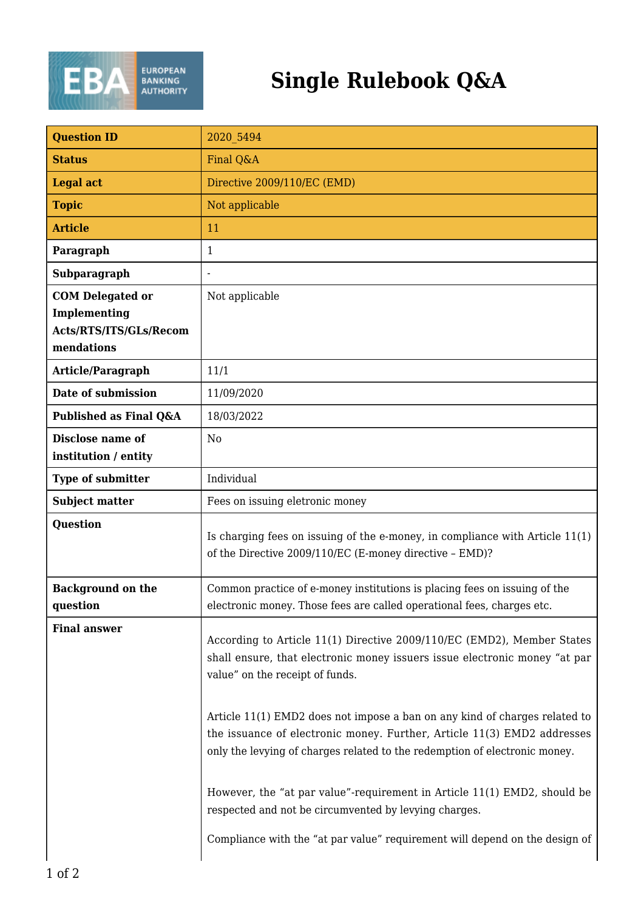# Single Rulebook Q&A

| Question ID | 2020_5494 |
| --- | --- |
| Status | Final Q&A |
| Legal act | Directive 2009/110/EC (EMD) |
| Topic | Not applicable |
| Article | 11 |
| Paragraph | 1 |
| Subparagraph | - |
| COM Delegated or Implementing Acts/RTS/ITS/GLs/Recommendations | Not applicable |
| Article/Paragraph | 11/1 |
| Date of submission | 11/09/2020 |
| Published as Final Q&A | 18/03/2022 |
| Disclose name of institution / entity | No |
| Type of submitter | Individual |
| Subject matter | Fees on issuing eletronic money |
| Question | Is charging fees on issuing of the e-money, in compliance with Article 11(1) of the Directive 2009/110/EC (E-money directive – EMD)? |
| Background on the question | Common practice of e-money institutions is placing fees on issuing of the electronic money. Those fees are called operational fees, charges etc. |
| Final answer | According to Article 11(1) Directive 2009/110/EC (EMD2), Member States shall ensure, that electronic money issuers issue electronic money "at par value" on the receipt of funds.<br><br>Article 11(1) EMD2 does not impose a ban on any kind of charges related to the issuance of electronic money. Further, Article 11(3) EMD2 addresses only the levying of charges related to the redemption of electronic money.<br><br>However, the "at par value"-requirement in Article 11(1) EMD2, should be respected and not be circumvented by levying charges.<br><br>Compliance with the "at par value" requirement will depend on the design of |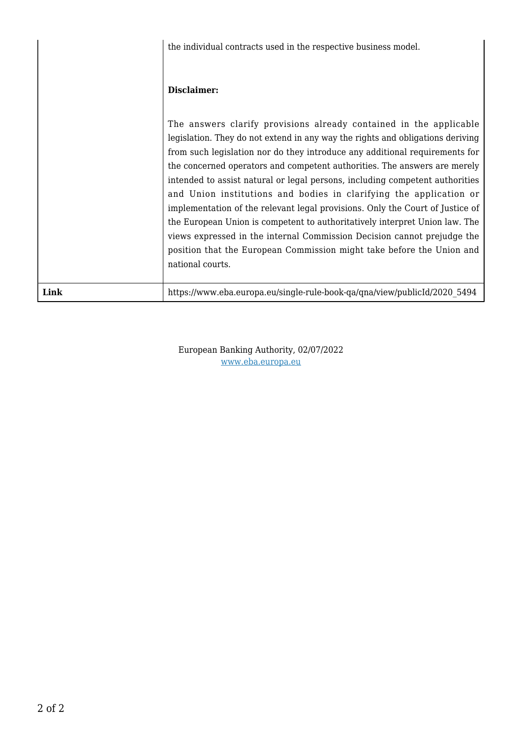| | |
|---|---|
| | the individual contracts used in the respective business model.<br><br>**Disclaimer:**<br><br>The answers clarify provisions already contained in the applicable legislation. They do not extend in any way the rights and obligations deriving from such legislation nor do they introduce any additional requirements for the concerned operators and competent authorities. The answers are merely intended to assist natural or legal persons, including competent authorities and Union institutions and bodies in clarifying the application or implementation of the relevant legal provisions. Only the Court of Justice of the European Union is competent to authoritatively interpret Union law. The views expressed in the internal Commission Decision cannot prejudge the position that the European Commission might take before the Union and national courts. |
| **Link** | https://www.eba.europa.eu/single-rule-book-qa/qna/view/publicId/2020_5494 |

European Banking Authority, 02/07/2022
www.eba.europa.eu